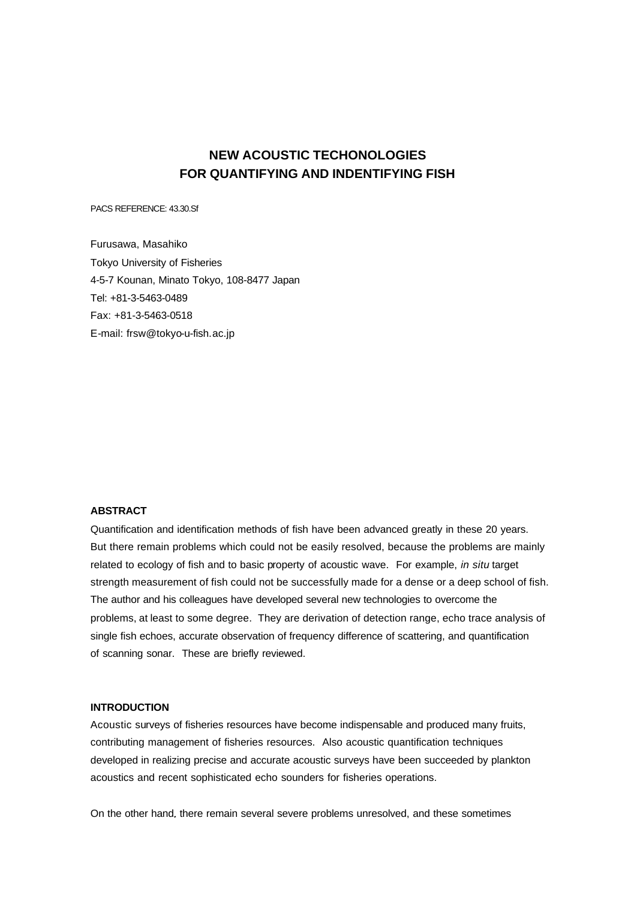# NEW ACOUSTIC TECHONOLOGIES FOR QUANTIFYING AND INDENTIFYING FISH

PACS REFERENCE: 43.30.Sf

Furusawa, Masahiko
Tokyo University of Fisheries
4-5-7 Kounan, Minato Tokyo, 108-8477 Japan
Tel: +81-3-5463-0489
Fax: +81-3-5463-0518
E-mail: frsw@tokyo-u-fish.ac.jp

## ABSTRACT

Quantification and identification methods of fish have been advanced greatly in these 20 years. But there remain problems which could not be easily resolved, because the problems are mainly related to ecology of fish and to basic property of acoustic wave. For example, *in situ* target strength measurement of fish could not be successfully made for a dense or a deep school of fish. The author and his colleagues have developed several new technologies to overcome the problems, at least to some degree. They are derivation of detection range, echo trace analysis of single fish echoes, accurate observation of frequency difference of scattering, and quantification of scanning sonar. These are briefly reviewed.

## INTRODUCTION

Acoustic surveys of fisheries resources have become indispensable and produced many fruits, contributing management of fisheries resources. Also acoustic quantification techniques developed in realizing precise and accurate acoustic surveys have been succeeded by plankton acoustics and recent sophisticated echo sounders for fisheries operations.

On the other hand, there remain several severe problems unresolved, and these sometimes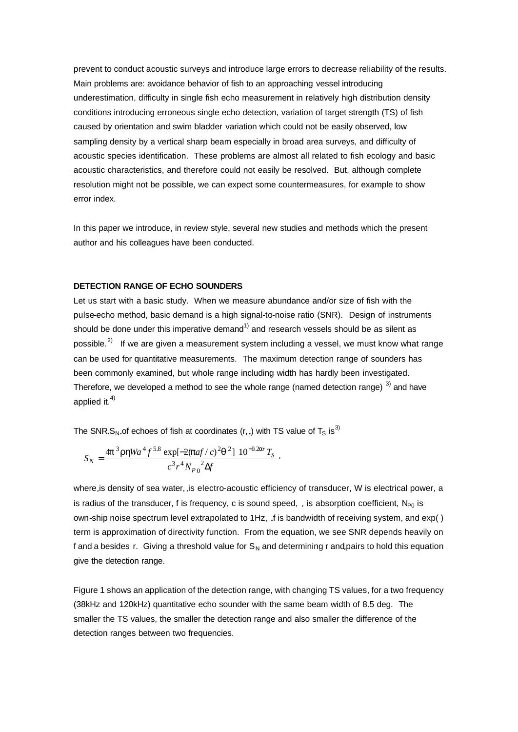prevent to conduct acoustic surveys and introduce large errors to decrease reliability of the results. Main problems are: avoidance behavior of fish to an approaching vessel introducing underestimation, difficulty in single fish echo measurement in relatively high distribution density conditions introducing erroneous single echo detection, variation of target strength (TS) of fish caused by orientation and swim bladder variation which could not be easily observed, low sampling density by a vertical sharp beam especially in broad area surveys, and difficulty of acoustic species identification. These problems are almost all related to fish ecology and basic acoustic characteristics, and therefore could not easily be resolved. But, although complete resolution might not be possible, we can expect some countermeasures, for example to show error index.

In this paper we introduce, in review style, several new studies and methods which the present author and his colleagues have been conducted.

**DETECTION RANGE OF ECHO SOUNDERS**

Let us start with a basic study. When we measure abundance and/or size of fish with the pulse-echo method, basic demand is a high signal-to-noise ratio (SNR). Design of instruments should be done under this imperative demand[1] and research vessels should be as silent as possible.[2] If we are given a measurement system including a vessel, we must know what range can be used for quantitative measurements. The maximum detection range of sounders has been commonly examined, but whole range including width has hardly been investigated. Therefore, we developed a method to see the whole range (named detection range) [3] and have applied it.[4]

The SNR $S_N$ of echoes of fish at coordinates $(r, \theta)$ with TS value of $T_S$ is[3]

$$S_N = \frac{4\pi^3 \rho\eta W a^4 f^{5.8} \exp[-2(\pi a f / c)^2 \theta^2]\ 10^{-0.2\alpha r} T_S}{c^3 r^4 {N_{P0}}^2 \Delta f}.$$

where $\rho$ is density of sea water, $\eta$ is electro-acoustic efficiency of transducer, W is electrical power, a is radius of the transducer, f is frequency, c is sound speed, $\alpha$ is absorption coefficient, $N_{P0}$ is own-ship noise spectrum level extrapolated to 1Hz, $\Delta f$ is bandwidth of receiving system, and exp( ) term is approximation of directivity function. From the equation, we see SNR depends heavily on f and a besides r. Giving a threshold value for $S_N$ and determining r and $\theta$ pairs to hold this equation give the detection range.

Figure 1 shows an application of the detection range, with changing TS values, for a two frequency (38kHz and 120kHz) quantitative echo sounder with the same beam width of 8.5 deg. The smaller the TS values, the smaller the detection range and also smaller the difference of the detection ranges between two frequencies.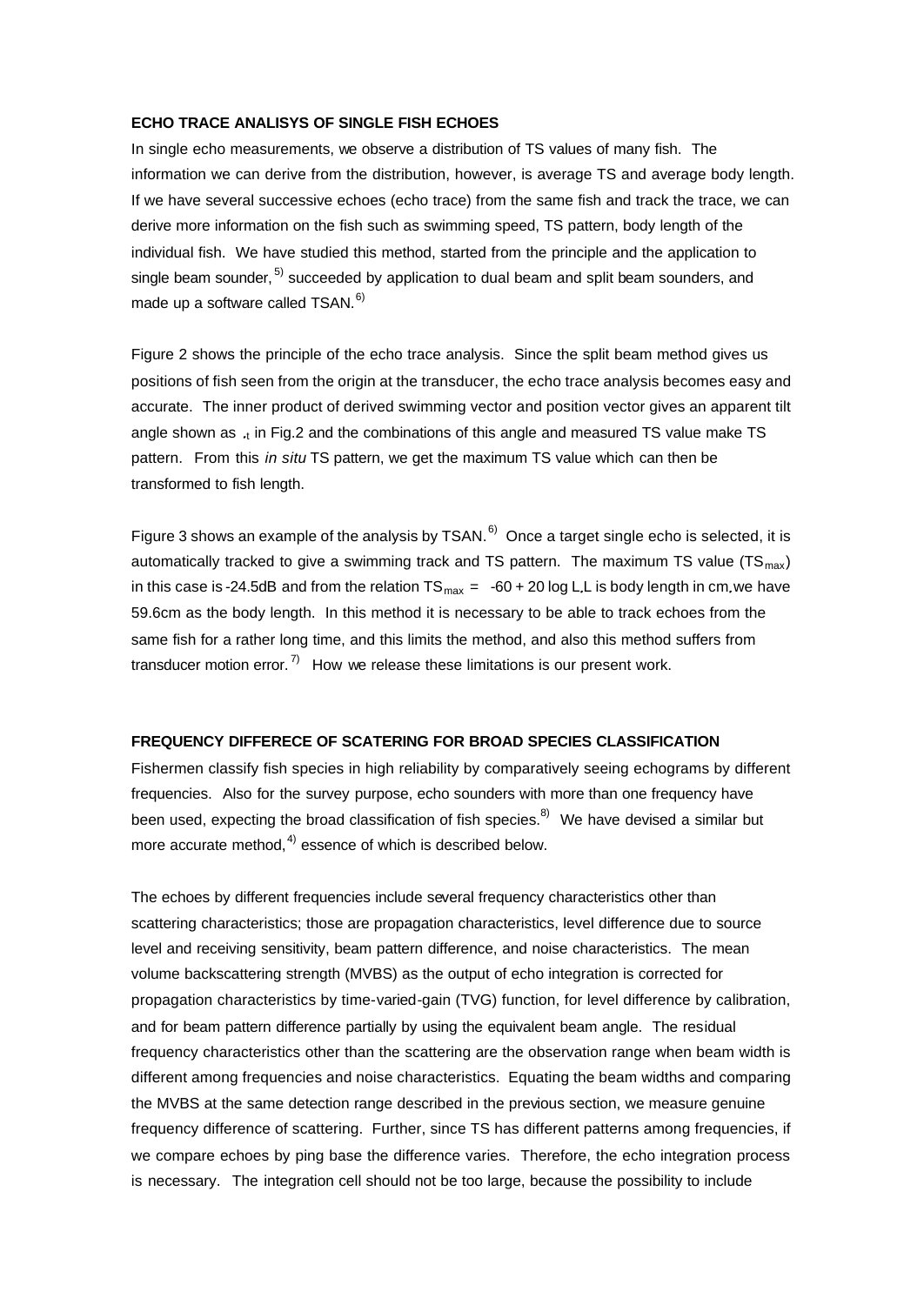**ECHO TRACE ANALISYS OF SINGLE FISH ECHOES**

In single echo measurements, we observe a distribution of TS values of many fish. The information we can derive from the distribution, however, is average TS and average body length. If we have several successive echoes (echo trace) from the same fish and track the trace, we can derive more information on the fish such as swimming speed, TS pattern, body length of the individual fish. We have studied this method, started from the principle and the application to single beam sounder,[5] succeeded by application to dual beam and split beam sounders, and made up a software called TSAN.[6]

Figure 2 shows the principle of the echo trace analysis. Since the split beam method gives us positions of fish seen from the origin at the transducer, the echo trace analysis becomes easy and accurate. The inner product of derived swimming vector and position vector gives an apparent tilt angle shown as $._t$ in Fig.2 and the combinations of this angle and measured TS value make TS pattern. From this *in situ* TS pattern, we get the maximum TS value which can then be transformed to fish length.

Figure 3 shows an example of the analysis by TSAN.[6] Once a target single echo is selected, it is automatically tracked to give a swimming track and TS pattern. The maximum TS value ($TS_{max}$) in this case is -24.5dB and from the relation $TS_{max} = -60 + 20 \log L$.L is body length in cm.we have 59.6cm as the body length. In this method it is necessary to be able to track echoes from the same fish for a rather long time, and this limits the method, and also this method suffers from transducer motion error.[7] How we release these limitations is our present work.

**FREQUENCY DIFFERECE OF SCATERING FOR BROAD SPECIES CLASSIFICATION**

Fishermen classify fish species in high reliability by comparatively seeing echograms by different frequencies. Also for the survey purpose, echo sounders with more than one frequency have been used, expecting the broad classification of fish species.[8] We have devised a similar but more accurate method,[4] essence of which is described below.

The echoes by different frequencies include several frequency characteristics other than scattering characteristics; those are propagation characteristics, level difference due to source level and receiving sensitivity, beam pattern difference, and noise characteristics. The mean volume backscattering strength (MVBS) as the output of echo integration is corrected for propagation characteristics by time-varied-gain (TVG) function, for level difference by calibration, and for beam pattern difference partially by using the equivalent beam angle. The residual frequency characteristics other than the scattering are the observation range when beam width is different among frequencies and noise characteristics. Equating the beam widths and comparing the MVBS at the same detection range described in the previous section, we measure genuine frequency difference of scattering. Further, since TS has different patterns among frequencies, if we compare echoes by ping base the difference varies. Therefore, the echo integration process is necessary. The integration cell should not be too large, because the possibility to include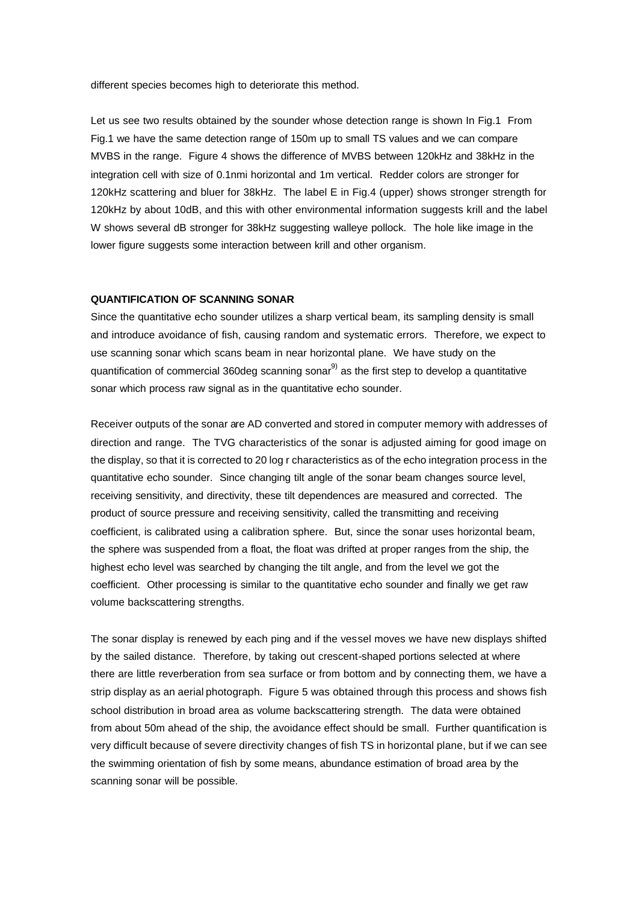different species becomes high to deteriorate this method.

Let us see two results obtained by the sounder whose detection range is shown In Fig.1 From Fig.1 we have the same detection range of 150m up to small TS values and we can compare MVBS in the range. Figure 4 shows the difference of MVBS between 120kHz and 38kHz in the integration cell with size of 0.1nmi horizontal and 1m vertical. Redder colors are stronger for 120kHz scattering and bluer for 38kHz. The label E in Fig.4 (upper) shows stronger strength for 120kHz by about 10dB, and this with other environmental information suggests krill and the label W shows several dB stronger for 38kHz suggesting walleye pollock. The hole like image in the lower figure suggests some interaction between krill and other organism.

**QUANTIFICATION OF SCANNING SONAR**

Since the quantitative echo sounder utilizes a sharp vertical beam, its sampling density is small and introduce avoidance of fish, causing random and systematic errors. Therefore, we expect to use scanning sonar which scans beam in near horizontal plane. We have study on the quantification of commercial 360deg scanning sonar[9] as the first step to develop a quantitative sonar which process raw signal as in the quantitative echo sounder.

Receiver outputs of the sonar are AD converted and stored in computer memory with addresses of direction and range. The TVG characteristics of the sonar is adjusted aiming for good image on the display, so that it is corrected to 20 log r characteristics as of the echo integration process in the quantitative echo sounder. Since changing tilt angle of the sonar beam changes source level, receiving sensitivity, and directivity, these tilt dependences are measured and corrected. The product of source pressure and receiving sensitivity, called the transmitting and receiving coefficient, is calibrated using a calibration sphere. But, since the sonar uses horizontal beam, the sphere was suspended from a float, the float was drifted at proper ranges from the ship, the highest echo level was searched by changing the tilt angle, and from the level we got the coefficient. Other processing is similar to the quantitative echo sounder and finally we get raw volume backscattering strengths.

The sonar display is renewed by each ping and if the vessel moves we have new displays shifted by the sailed distance. Therefore, by taking out crescent-shaped portions selected at where there are little reverberation from sea surface or from bottom and by connecting them, we have a strip display as an aerial photograph. Figure 5 was obtained through this process and shows fish school distribution in broad area as volume backscattering strength. The data were obtained from about 50m ahead of the ship, the avoidance effect should be small. Further quantification is very difficult because of severe directivity changes of fish TS in horizontal plane, but if we can see the swimming orientation of fish by some means, abundance estimation of broad area by the scanning sonar will be possible.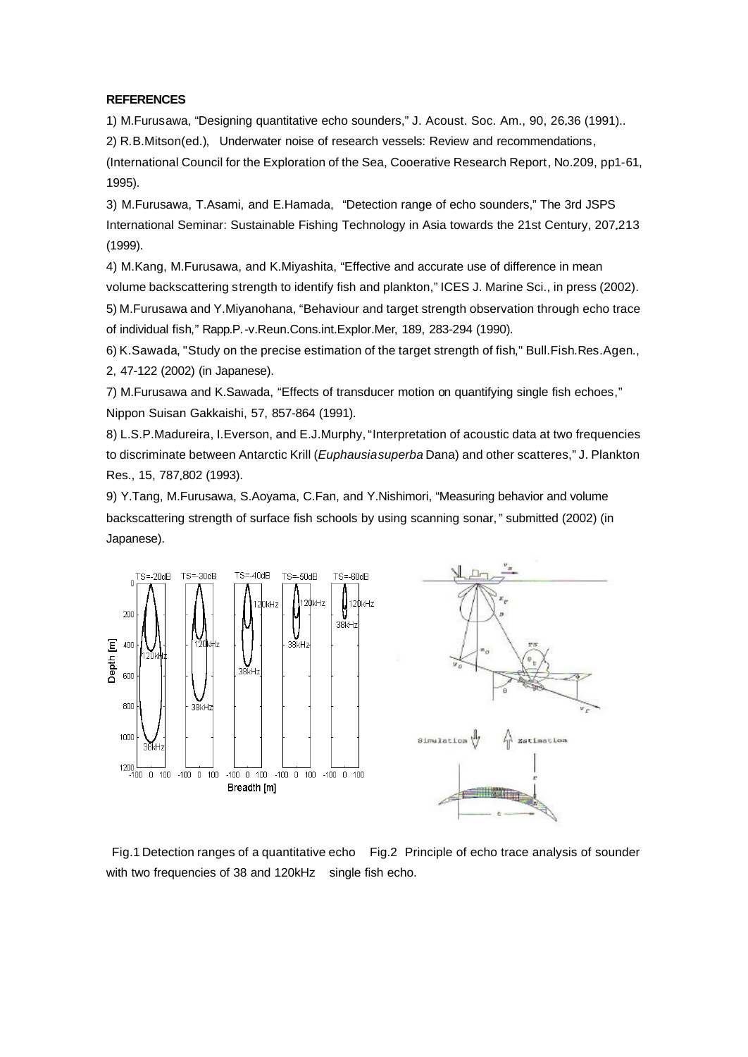**REFERENCES**

1) M.Furusawa, "Designing quantitative echo sounders," J. Acoust. Soc. Am., 90, 26.36 (1991)..

2) R.B.Mitson(ed.), Underwater noise of research vessels: Review and recommendations, (International Council for the Exploration of the Sea, Cooerative Research Report, No.209, pp1-61, 1995).

3) M.Furusawa, T.Asami, and E.Hamada, "Detection range of echo sounders," The 3rd JSPS International Seminar: Sustainable Fishing Technology in Asia towards the 21st Century, 207.213 (1999).

4) M.Kang, M.Furusawa, and K.Miyashita, "Effective and accurate use of difference in mean volume backscattering strength to identify fish and plankton," ICES J. Marine Sci., in press (2002).

5) M.Furusawa and Y.Miyanohana, "Behaviour and target strength observation through echo trace of individual fish," Rapp.P.-v.Reun.Cons.int.Explor.Mer, 189, 283-294 (1990).

6) K.Sawada, "Study on the precise estimation of the target strength of fish," Bull.Fish.Res.Agen., 2, 47-122 (2002) (in Japanese).

7) M.Furusawa and K.Sawada, "Effects of transducer motion on quantifying single fish echoes," Nippon Suisan Gakkaishi, 57, 857-864 (1991).

8) L.S.P.Madureira, I.Everson, and E.J.Murphy, "Interpretation of acoustic data at two frequencies to discriminate between Antarctic Krill (*Euphausiasuperba* Dana) and other scatteres," J. Plankton Res., 15, 787.802 (1993).

9) Y.Tang, M.Furusawa, S.Aoyama, C.Fan, and Y.Nishimori, "Measuring behavior and volume backscattering strength of surface fish schools by using scanning sonar," submitted (2002) (in Japanese).

Fig.1 Detection ranges of a quantitative echo sounder with two frequencies of 38 and 120kHz

Fig.2 Principle of echo trace analysis of single fish echo.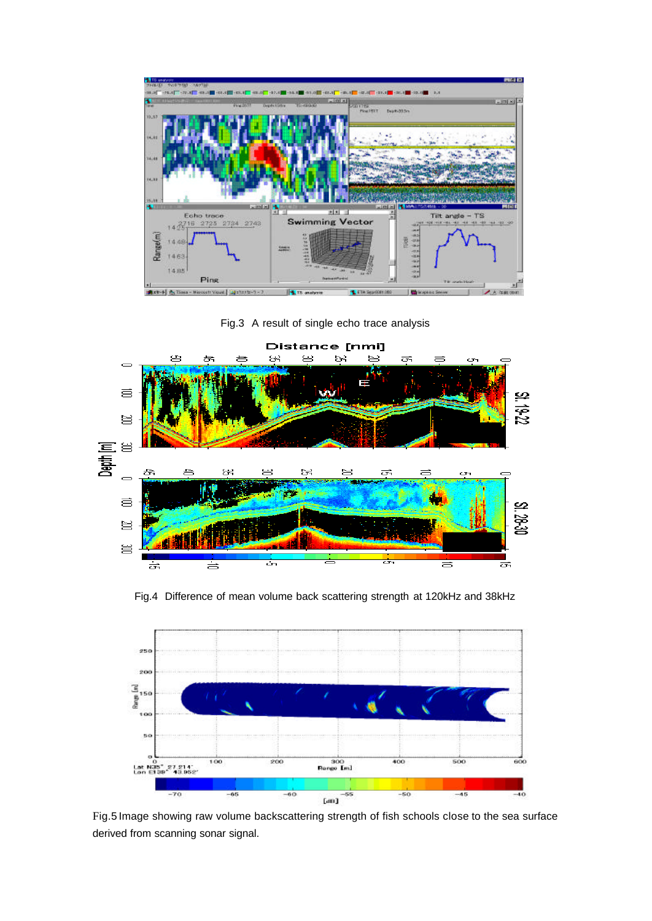Fig.3 A result of single echo trace analysis

Fig.4 Difference of mean volume back scattering strength at 120kHz and 38kHz

Fig.5 Image showing raw volume backscattering strength of fish schools close to the sea surface derived from scanning sonar signal.